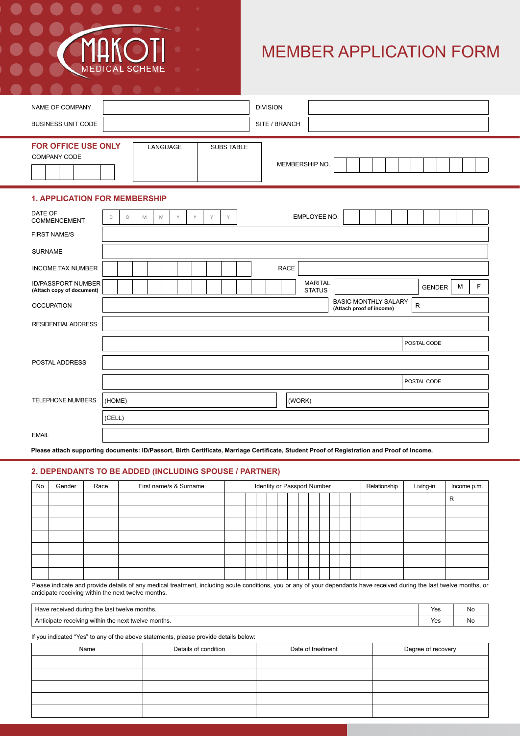MAKOTI MEDICAL SCHEME

# MEMBER APPLICATION FORM

| NAME OF COMPANY | | DIVISION | |
|---|---|---|---|
| BUSINESS UNIT CODE | | SITE / BRANCH | |

**FOR OFFICE USE ONLY**

| COMPANY CODE | LANGUAGE | SUBS TABLE | MEMBERSHIP NO. |
|---|---|---|---|
| | | | |

## 1. APPLICATION FOR MEMBERSHIP

| | | | |
|---|---|---|---|
| DATE OF COMMENCEMENT | D D M M Y Y Y Y | EMPLOYEE NO. | |
| FIRST NAME/S | | | |
| SURNAME | | | |
| INCOME TAX NUMBER | | RACE | |
| ID/PASSPORT NUMBER **(Attach copy of document)** | | MARITAL STATUS | GENDER M F |
| OCCUPATION | | BASIC MONTHLY SALARY **(Attach proof of income)** | R |
| RESIDENTIAL ADDRESS | | | |
| | | | POSTAL CODE |
| POSTAL ADDRESS | | | |
| | | | POSTAL CODE |
| TELEPHONE NUMBERS | (HOME) | (WORK) | |
| | (CELL) | | |
| EMAIL | | | |

**Please attach supporting documents: ID/Passort, Birth Certificate, Marriage Certificate, Student Proof of Registration and Proof of Income.**

## 2. DEPENDANTS TO BE ADDED (INCLUDING SPOUSE / PARTNER)

| No | Gender | Race | First name/s & Surname | Identity or Passport Number | Relationship | Living-in | Income p.m. |
|---|---|---|---|---|---|---|---|
| | | | | | | | R |
| | | | | | | | |
| | | | | | | | |
| | | | | | | | |
| | | | | | | | |
| | | | | | | | |
| | | | | | | | |

Please indicate and provide details of any medical treatment, including acute conditions, you or any of your dependants have received during the last twelve months, or anticipate receiving within the next twelve months.

| | | |
|---|---|---|
| Have received during the last twelve months. | Yes | No |
| Anticipate receiving within the next twelve months. | Yes | No |

If you indicated "Yes" to any of the above statements, please provide details below:

| Name | Details of condition | Date of treatment | Degree of recovery |
|---|---|---|---|
| | | | |
| | | | |
| | | | |
| | | | |
| | | | |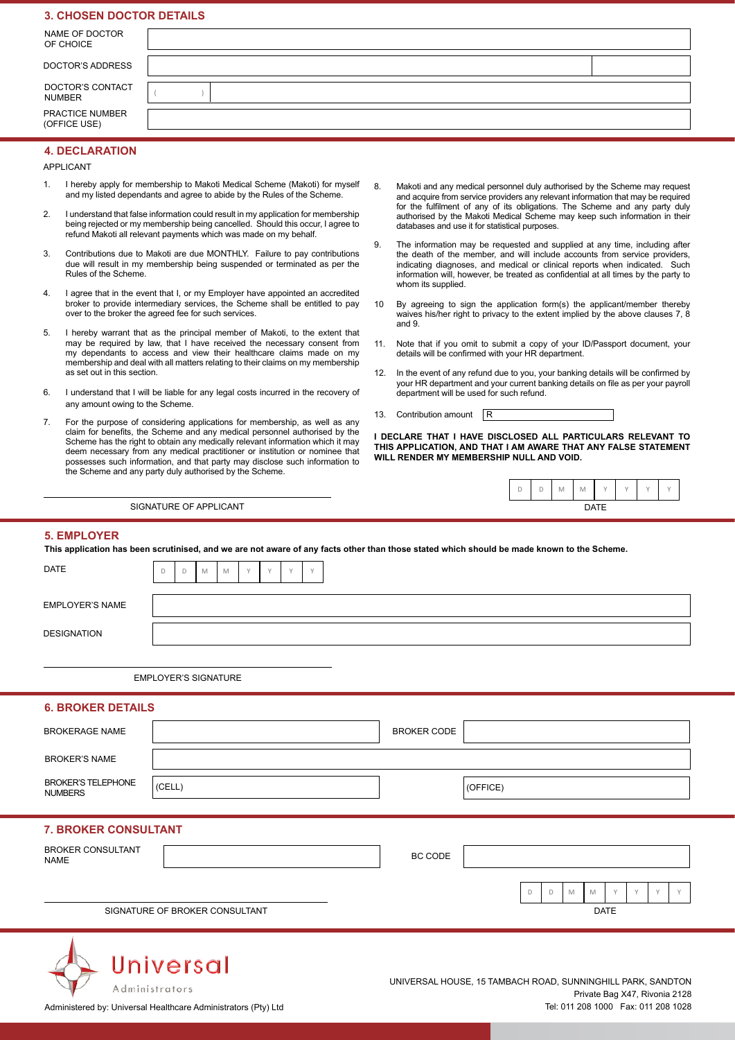## 3. CHOSEN DOCTOR DETAILS

| | |
|---|---|
| NAME OF DOCTOR OF CHOICE | |
| DOCTOR'S ADDRESS | |
| DOCTOR'S CONTACT NUMBER | ( ) |
| PRACTICE NUMBER (OFFICE USE) | |

## 4. DECLARATION

APPLICANT

1. I hereby apply for membership to Makoti Medical Scheme (Makoti) for myself and my listed dependants and agree to abide by the Rules of the Scheme.
2. I understand that false information could result in my application for membership being rejected or my membership being cancelled. Should this occur, I agree to refund Makoti all relevant payments which was made on my behalf.
3. Contributions due to Makoti are due MONTHLY. Failure to pay contributions due will result in my membership being suspended or terminated as per the Rules of the Scheme.
4. I agree that in the event that I, or my Employer have appointed an accredited broker to provide intermediary services, the Scheme shall be entitled to pay over to the broker the agreed fee for such services.
5. I hereby warrant that as the principal member of Makoti, to the extent that may be required by law, that I have received the necessary consent from my dependants to access and view their healthcare claims made on my membership and deal with all matters relating to their claims on my membership as set out in this section.
6. I understand that I will be liable for any legal costs incurred in the recovery of any amount owing to the Scheme.
7. For the purpose of considering applications for membership, as well as any claim for benefits, the Scheme and any medical personnel authorised by the Scheme has the right to obtain any medically relevant information which it may deem necessary from any medical practitioner or institution or nominee that possesses such information, and that party may disclose such information to the Scheme and any party duly authorised by the Scheme.
8. Makoti and any medical personnel duly authorised by the Scheme may request and acquire from service providers any relevant information that may be required for the fulfilment of any of its obligations. The Scheme and any party duly authorised by the Makoti Medical Scheme may keep such information in their databases and use it for statistical purposes.
9. The information may be requested and supplied at any time, including after the death of the member, and will include accounts from service providers, indicating diagnoses, and medical or clinical reports when indicated. Such information will, however, be treated as confidential at all times by the party to whom its supplied.
10. By agreeing to sign the application form(s) the applicant/member thereby waives his/her right to privacy to the extent implied by the above clauses 7, 8 and 9.
11. Note that if you omit to submit a copy of your ID/Passport document, your details will be confirmed with your HR department.
12. In the event of any refund due to you, your banking details will be confirmed by your HR department and your current banking details on file as per your payroll department will be used for such refund.
13. Contribution amount R

**I DECLARE THAT I HAVE DISCLOSED ALL PARTICULARS RELEVANT TO THIS APPLICATION, AND THAT I AM AWARE THAT ANY FALSE STATEMENT WILL RENDER MY MEMBERSHIP NULL AND VOID.**

SIGNATURE OF APPLICANT

D D M M Y Y Y Y
DATE

## 5. EMPLOYER

**This application has been scrutinised, and we are not aware of any facts other than those stated which should be made known to the Scheme.**

| | |
|---|---|
| DATE | D D M M Y Y Y Y |
| EMPLOYER'S NAME | |
| DESIGNATION | |

EMPLOYER'S SIGNATURE

## 6. BROKER DETAILS

| | | | |
|---|---|---|---|
| BROKERAGE NAME | | BROKER CODE | |
| BROKER'S NAME | | | |
| BROKER'S TELEPHONE NUMBERS | (CELL) | | (OFFICE) |

## 7. BROKER CONSULTANT

| | | | |
|---|---|---|---|
| BROKER CONSULTANT NAME | | BC CODE | |

SIGNATURE OF BROKER CONSULTANT

D D M M Y Y Y Y
DATE

Universal Administrators

Administered by: Universal Healthcare Administrators (Pty) Ltd

UNIVERSAL HOUSE, 15 TAMBACH ROAD, SUNNINGHILL PARK, SANDTON
Private Bag X47, Rivonia 2128
Tel: 011 208 1000 Fax: 011 208 1028